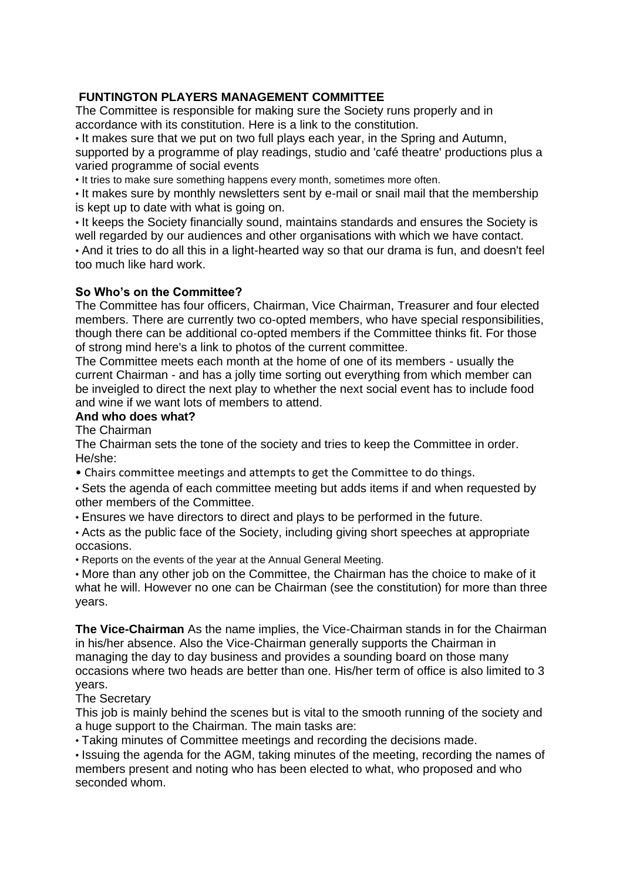## FUNTINGTON PLAYERS MANAGEMENT COMMITTEE

The Committee is responsible for making sure the Society runs properly and in accordance with its constitution. Here is a link to the constitution.

- It makes sure that we put on two full plays each year, in the Spring and Autumn, supported by a programme of play readings, studio and 'café theatre' productions plus a varied programme of social events
- It tries to make sure something happens every month, sometimes more often.
- It makes sure by monthly newsletters sent by e-mail or snail mail that the membership is kept up to date with what is going on.
- It keeps the Society financially sound, maintains standards and ensures the Society is well regarded by our audiences and other organisations with which we have contact.
- And it tries to do all this in a light-hearted way so that our drama is fun, and doesn't feel too much like hard work.

### So Who's on the Committee?

The Committee has four officers, Chairman, Vice Chairman, Treasurer and four elected members. There are currently two co-opted members, who have special responsibilities, though there can be additional co-opted members if the Committee thinks fit. For those of strong mind here's a link to photos of the current committee.

The Committee meets each month at the home of one of its members - usually the current Chairman - and has a jolly time sorting out everything from which member can be inveigled to direct the next play to whether the next social event has to include food and wine if we want lots of members to attend.

### And who does what?

The Chairman

The Chairman sets the tone of the society and tries to keep the Committee in order. He/she:

- Chairs committee meetings and attempts to get the Committee to do things.
- Sets the agenda of each committee meeting but adds items if and when requested by other members of the Committee.
- Ensures we have directors to direct and plays to be performed in the future.
- Acts as the public face of the Society, including giving short speeches at appropriate occasions.
- Reports on the events of the year at the Annual General Meeting.
- More than any other job on the Committee, the Chairman has the choice to make of it what he will. However no one can be Chairman (see the constitution) for more than three years.

**The Vice-Chairman** As the name implies, the Vice-Chairman stands in for the Chairman in his/her absence. Also the Vice-Chairman generally supports the Chairman in managing the day to day business and provides a sounding board on those many occasions where two heads are better than one. His/her term of office is also limited to 3 years.

The Secretary

This job is mainly behind the scenes but is vital to the smooth running of the society and a huge support to the Chairman. The main tasks are:

- Taking minutes of Committee meetings and recording the decisions made.
- Issuing the agenda for the AGM, taking minutes of the meeting, recording the names of members present and noting who has been elected to what, who proposed and who seconded whom.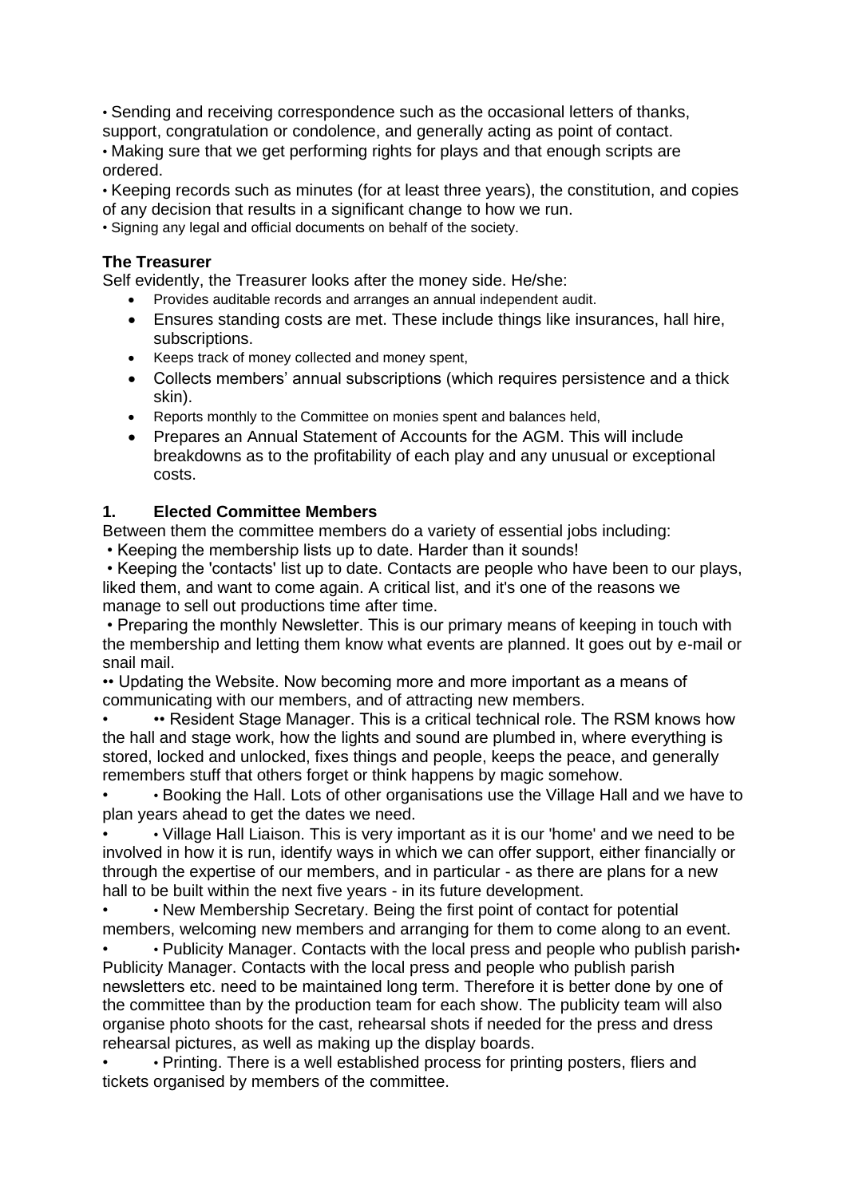• Sending and receiving correspondence such as the occasional letters of thanks, support, congratulation or condolence, and generally acting as point of contact.
• Making sure that we get performing rights for plays and that enough scripts are ordered.
• Keeping records such as minutes (for at least three years), the constitution, and copies of any decision that results in a significant change to how we run.
• Signing any legal and official documents on behalf of the society.

**The Treasurer**

Self evidently, the Treasurer looks after the money side. He/she:

- Provides auditable records and arranges an annual independent audit.
- Ensures standing costs are met. These include things like insurances, hall hire, subscriptions.
- Keeps track of money collected and money spent,
- Collects members' annual subscriptions (which requires persistence and a thick skin).
- Reports monthly to the Committee on monies spent and balances held,
- Prepares an Annual Statement of Accounts for the AGM. This will include breakdowns as to the profitability of each play and any unusual or exceptional costs.

### 1. Elected Committee Members

Between them the committee members do a variety of essential jobs including:

• Keeping the membership lists up to date. Harder than it sounds!

• Keeping the 'contacts' list up to date. Contacts are people who have been to our plays, liked them, and want to come again. A critical list, and it's one of the reasons we manage to sell out productions time after time.

• Preparing the monthly Newsletter. This is our primary means of keeping in touch with the membership and letting them know what events are planned. It goes out by e-mail or snail mail.

•• Updating the Website. Now becoming more and more important as a means of communicating with our members, and of attracting new members.

• •• Resident Stage Manager. This is a critical technical role. The RSM knows how the hall and stage work, how the lights and sound are plumbed in, where everything is stored, locked and unlocked, fixes things and people, keeps the peace, and generally remembers stuff that others forget or think happens by magic somehow.

• • Booking the Hall. Lots of other organisations use the Village Hall and we have to plan years ahead to get the dates we need.

• • Village Hall Liaison. This is very important as it is our 'home' and we need to be involved in how it is run, identify ways in which we can offer support, either financially or through the expertise of our members, and in particular - as there are plans for a new hall to be built within the next five years - in its future development.

• • New Membership Secretary. Being the first point of contact for potential members, welcoming new members and arranging for them to come along to an event.

• • Publicity Manager. Contacts with the local press and people who publish parish• Publicity Manager. Contacts with the local press and people who publish parish newsletters etc. need to be maintained long term. Therefore it is better done by one of the committee than by the production team for each show. The publicity team will also organise photo shoots for the cast, rehearsal shots if needed for the press and dress rehearsal pictures, as well as making up the display boards.

• • Printing. There is a well established process for printing posters, fliers and tickets organised by members of the committee.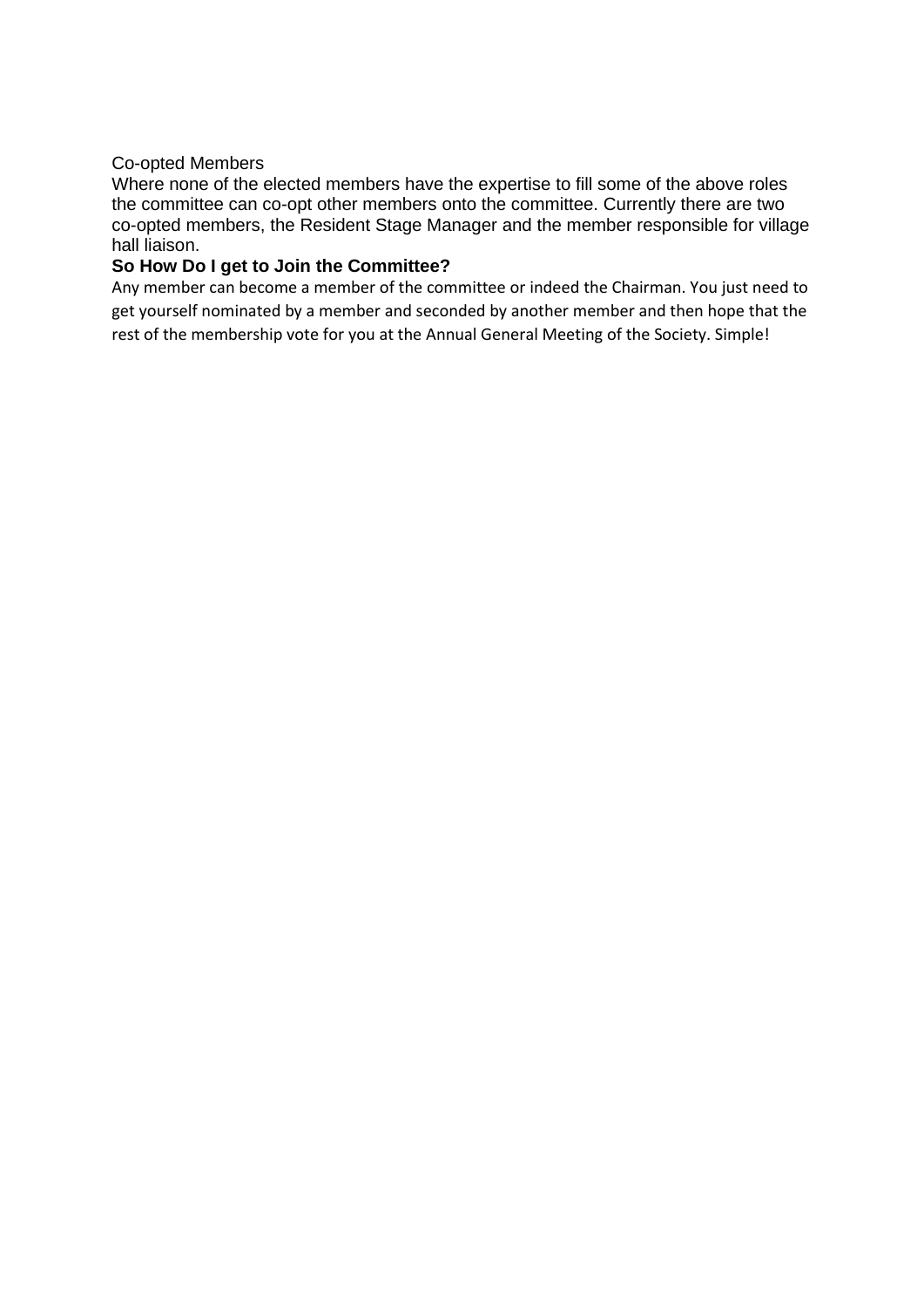Co-opted Members

Where none of the elected members have the expertise to fill some of the above roles the committee can co-opt other members onto the committee. Currently there are two co-opted members, the Resident Stage Manager and the member responsible for village hall liaison.

**So How Do I get to Join the Committee?**

Any member can become a member of the committee or indeed the Chairman. You just need to get yourself nominated by a member and seconded by another member and then hope that the rest of the membership vote for you at the Annual General Meeting of the Society. Simple!